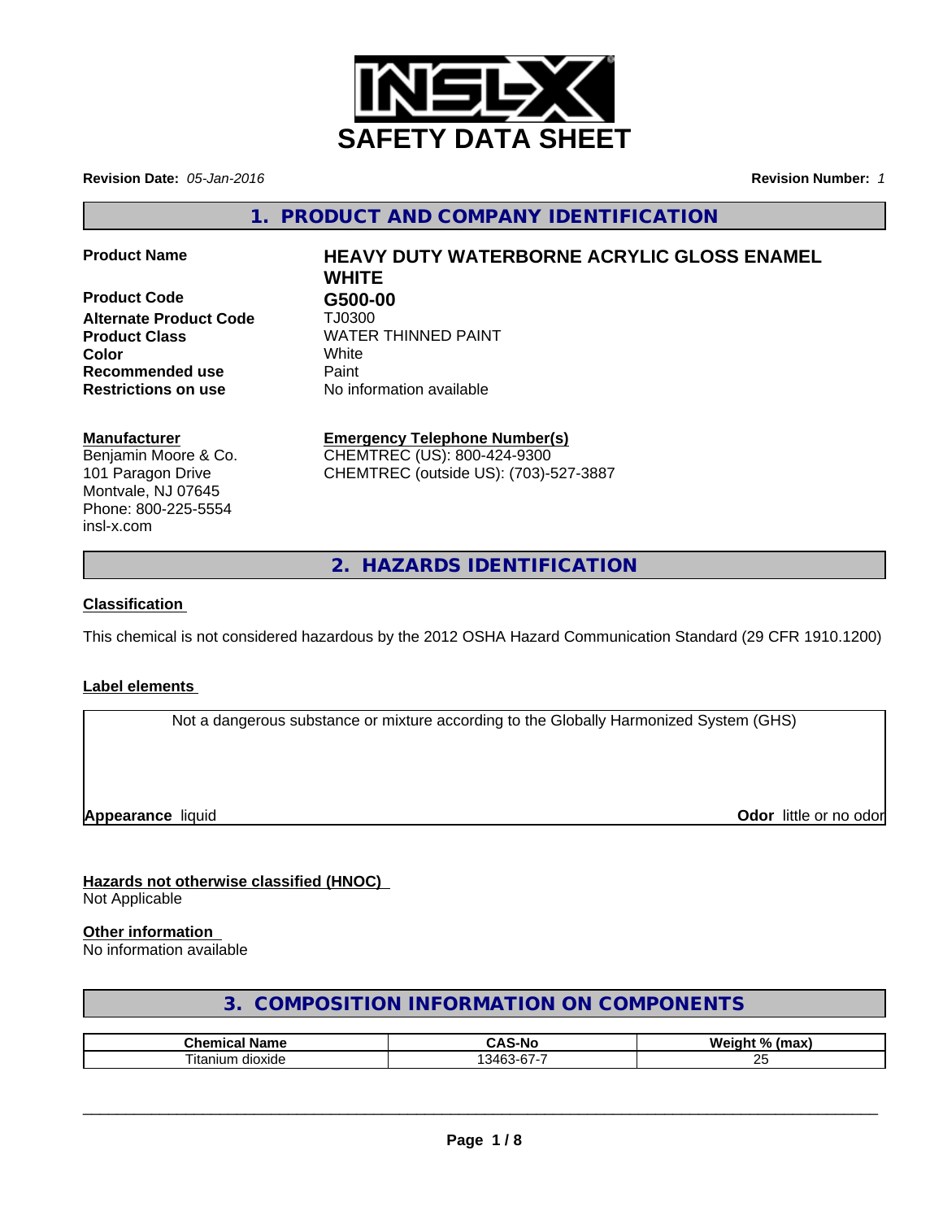# SAFETY DATA SHEET

**Revision Date:** *05-Jan-2016*

**Revision Number:** *1*

## 1. PRODUCT AND COMPANY IDENTIFICATION

**Product Name** **HEAVY DUTY WATERBORNE ACRYLIC GLOSS ENAMEL WHITE**

**Product Code** **G500-00**

**Alternate Product Code** TJ0300

**Product Class** WATER THINNED PAINT

**Color** White

**Recommended use** Paint

**Restrictions on use** No information available

**Manufacturer**
Benjamin Moore & Co.
101 Paragon Drive
Montvale, NJ 07645
Phone: 800-225-5554
insl-x.com

**Emergency Telephone Number(s)**
CHEMTREC (US): 800-424-9300
CHEMTREC (outside US): (703)-527-3887

## 2. HAZARDS IDENTIFICATION

**Classification**

This chemical is not considered hazardous by the 2012 OSHA Hazard Communication Standard (29 CFR 1910.1200)

**Label elements**

Not a dangerous substance or mixture according to the Globally Harmonized System (GHS)

**Appearance** liquid

**Odor** little or no odor

**Hazards not otherwise classified (HNOC)**
Not Applicable

**Other information**
No information available

## 3. COMPOSITION INFORMATION ON COMPONENTS

| Chemical Name | CAS-No | Weight % (max) |
|---|---|---|
| Titanium dioxide | 13463-67-7 | 25 |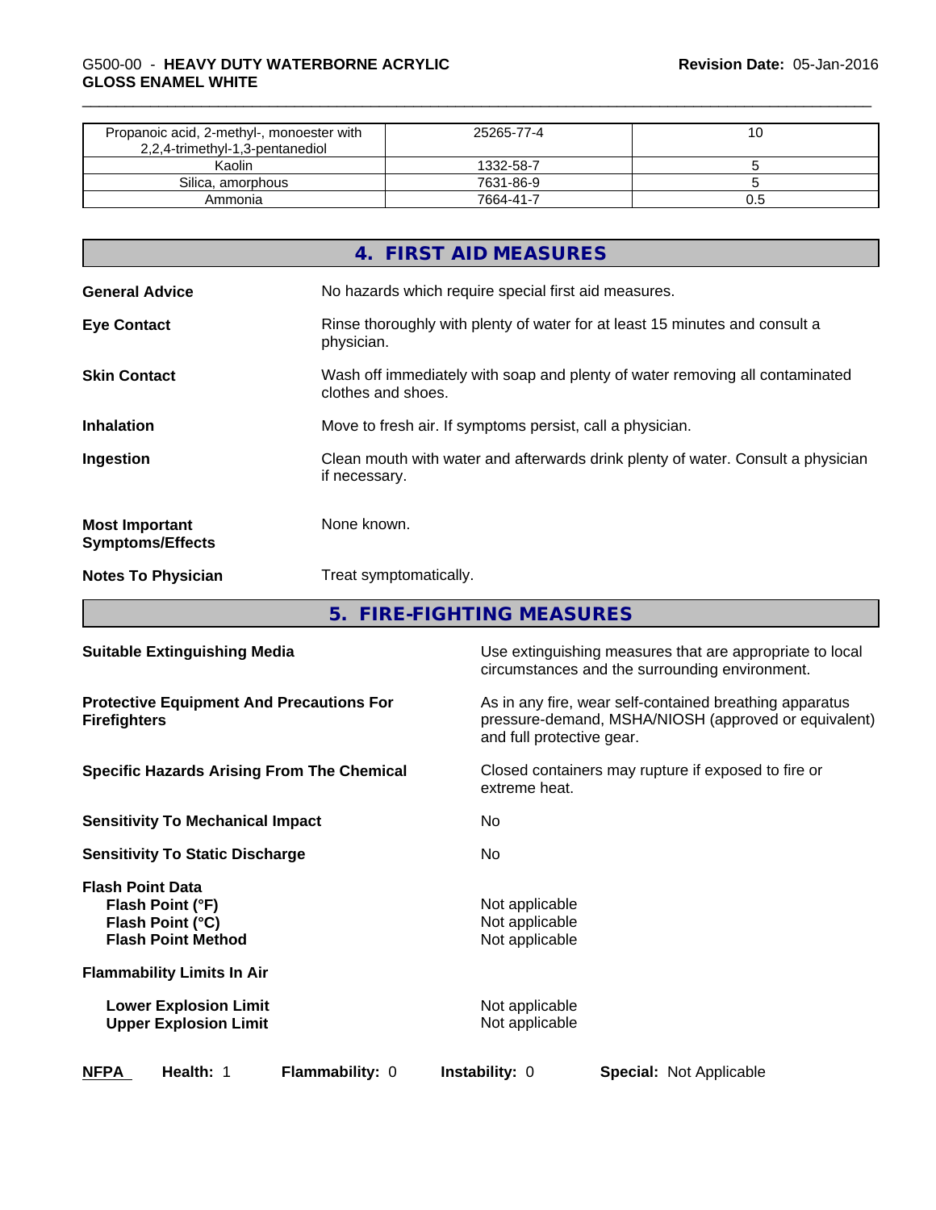| Propanoic acid, 2-methyl-, monoester with 2,2,4-trimethyl-1,3-pentanediol | 25265-77-4 | 10 |
|---|---|---|
| Kaolin | 1332-58-7 | 5 |
| Silica, amorphous | 7631-86-9 | 5 |
| Ammonia | 7664-41-7 | 0.5 |

## 4. FIRST AID MEASURES

**General Advice** No hazards which require special first aid measures.

**Eye Contact** Rinse thoroughly with plenty of water for at least 15 minutes and consult a physician.

**Skin Contact** Wash off immediately with soap and plenty of water removing all contaminated clothes and shoes.

**Inhalation** Move to fresh air. If symptoms persist, call a physician.

**Ingestion** Clean mouth with water and afterwards drink plenty of water. Consult a physician if necessary.

**Most Important Symptoms/Effects** None known.

**Notes To Physician** Treat symptomatically.

## 5. FIRE-FIGHTING MEASURES

**Suitable Extinguishing Media** Use extinguishing measures that are appropriate to local circumstances and the surrounding environment.

**Protective Equipment And Precautions For Firefighters** As in any fire, wear self-contained breathing apparatus pressure-demand, MSHA/NIOSH (approved or equivalent) and full protective gear.

**Specific Hazards Arising From The Chemical** Closed containers may rupture if exposed to fire or extreme heat.

**Sensitivity To Mechanical Impact** No

**Sensitivity To Static Discharge** No

**Flash Point Data**
- **Flash Point (°F)** Not applicable
- **Flash Point (°C)** Not applicable
- **Flash Point Method** Not applicable

**Flammability Limits In Air**
- **Lower Explosion Limit** Not applicable
- **Upper Explosion Limit** Not applicable

**NFPA** **Health:** 1 **Flammability:** 0 **Instability:** 0 **Special:** Not Applicable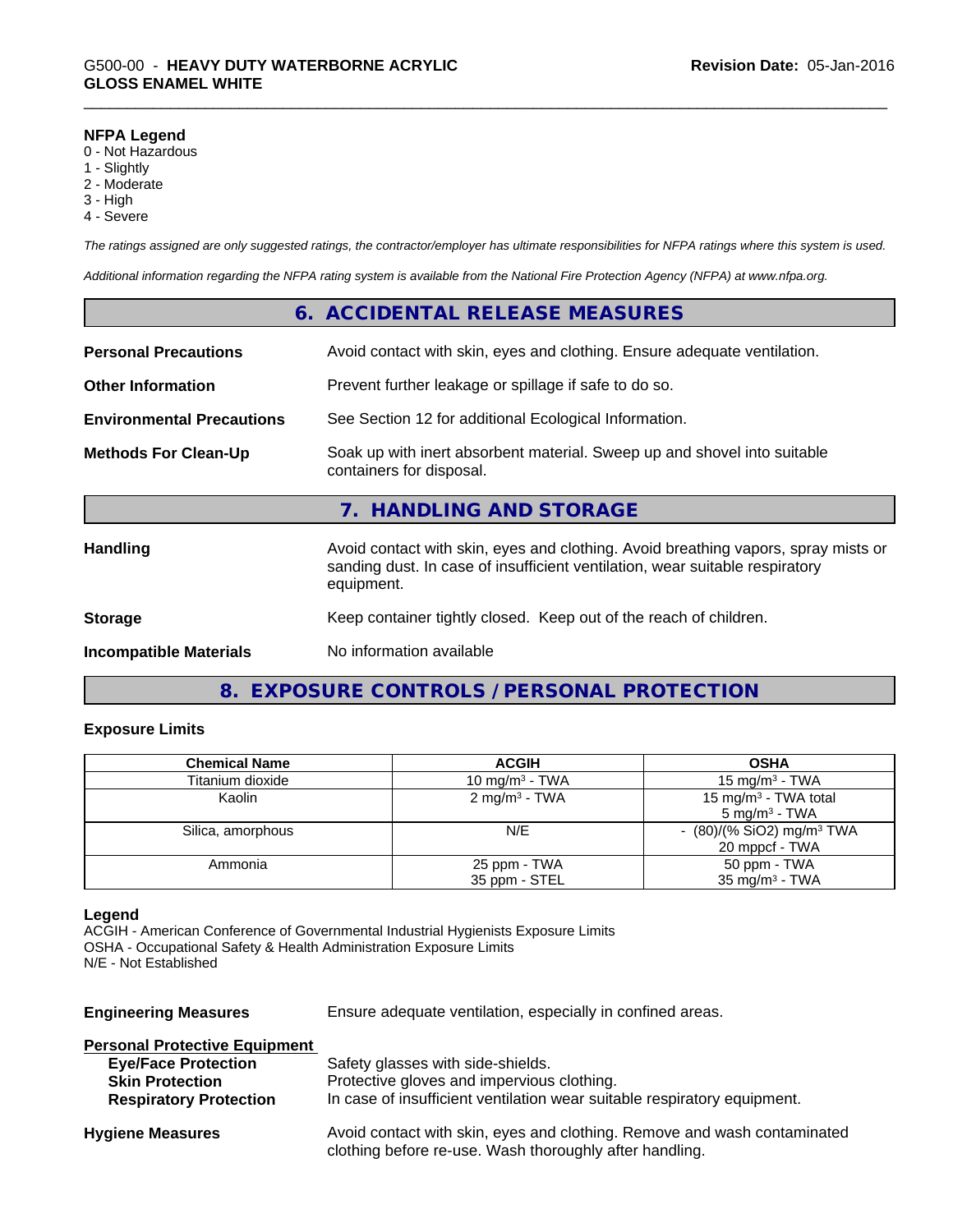**NFPA Legend**
0 - Not Hazardous
1 - Slightly
2 - Moderate
3 - High
4 - Severe

*The ratings assigned are only suggested ratings, the contractor/employer has ultimate responsibilities for NFPA ratings where this system is used.*

*Additional information regarding the NFPA rating system is available from the National Fire Protection Agency (NFPA) at www.nfpa.org.*

## 6. ACCIDENTAL RELEASE MEASURES

**Personal Precautions** Avoid contact with skin, eyes and clothing. Ensure adequate ventilation.

**Other Information** Prevent further leakage or spillage if safe to do so.

**Environmental Precautions** See Section 12 for additional Ecological Information.

**Methods For Clean-Up** Soak up with inert absorbent material. Sweep up and shovel into suitable containers for disposal.

## 7. HANDLING AND STORAGE

**Handling** Avoid contact with skin, eyes and clothing. Avoid breathing vapors, spray mists or sanding dust. In case of insufficient ventilation, wear suitable respiratory equipment.

**Storage** Keep container tightly closed. Keep out of the reach of children.

**Incompatible Materials** No information available

## 8. EXPOSURE CONTROLS / PERSONAL PROTECTION

### Exposure Limits

| Chemical Name | ACGIH | OSHA |
|---|---|---|
| Titanium dioxide | 10 mg/m$^3$ - TWA | 15 mg/m$^3$ - TWA |
| Kaolin | 2 mg/m$^3$ - TWA | 15 mg/m$^3$ - TWA total<br>5 mg/m$^3$ - TWA |
| Silica, amorphous | N/E | - (80)/(% $SiO_2$) mg/m$^3$ TWA<br>20 mppcf - TWA |
| Ammonia | 25 ppm - TWA<br>35 ppm - STEL | 50 ppm - TWA<br>35 mg/m$^3$ - TWA |

**Legend**
ACGIH - American Conference of Governmental Industrial Hygienists Exposure Limits
OSHA - Occupational Safety & Health Administration Exposure Limits
N/E - Not Established

**Engineering Measures** Ensure adequate ventilation, especially in confined areas.

**Personal Protective Equipment**
- **Eye/Face Protection** Safety glasses with side-shields.
- **Skin Protection** Protective gloves and impervious clothing.
- **Respiratory Protection** In case of insufficient ventilation wear suitable respiratory equipment.

**Hygiene Measures** Avoid contact with skin, eyes and clothing. Remove and wash contaminated clothing before re-use. Wash thoroughly after handling.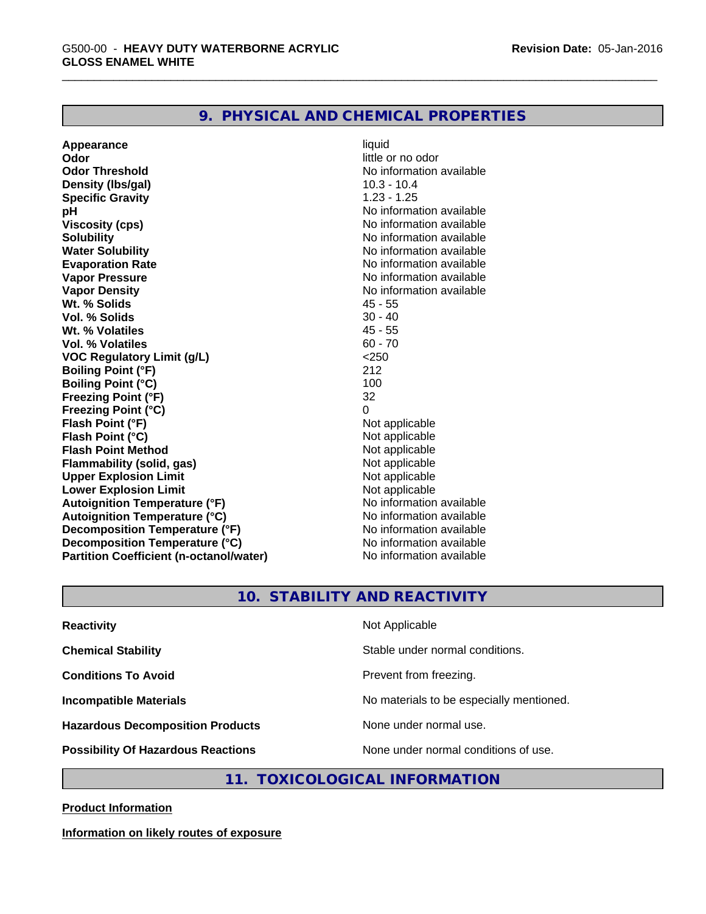## 9. PHYSICAL AND CHEMICAL PROPERTIES

| Property | Value |
|---|---|
| **Appearance** | liquid |
| **Odor** | little or no odor |
| **Odor Threshold** | No information available |
| **Density (lbs/gal)** | 10.3 - 10.4 |
| **Specific Gravity** | 1.23 - 1.25 |
| **pH** | No information available |
| **Viscosity (cps)** | No information available |
| **Solubility** | No information available |
| **Water Solubility** | No information available |
| **Evaporation Rate** | No information available |
| **Vapor Pressure** | No information available |
| **Vapor Density** | No information available |
| **Wt. % Solids** | 45 - 55 |
| **Vol. % Solids** | 30 - 40 |
| **Wt. % Volatiles** | 45 - 55 |
| **Vol. % Volatiles** | 60 - 70 |
| **VOC Regulatory Limit (g/L)** | <250 |
| **Boiling Point (°F)** | 212 |
| **Boiling Point (°C)** | 100 |
| **Freezing Point (°F)** | 32 |
| **Freezing Point (°C)** | 0 |
| **Flash Point (°F)** | Not applicable |
| **Flash Point (°C)** | Not applicable |
| **Flash Point Method** | Not applicable |
| **Flammability (solid, gas)** | Not applicable |
| **Upper Explosion Limit** | Not applicable |
| **Lower Explosion Limit** | Not applicable |
| **Autoignition Temperature (°F)** | No information available |
| **Autoignition Temperature (°C)** | No information available |
| **Decomposition Temperature (°F)** | No information available |
| **Decomposition Temperature (°C)** | No information available |
| **Partition Coefficient (n-octanol/water)** | No information available |

## 10. STABILITY AND REACTIVITY

| Property | Value |
|---|---|
| **Reactivity** | Not Applicable |
| **Chemical Stability** | Stable under normal conditions. |
| **Conditions To Avoid** | Prevent from freezing. |
| **Incompatible Materials** | No materials to be especially mentioned. |
| **Hazardous Decomposition Products** | None under normal use. |
| **Possibility Of Hazardous Reactions** | None under normal conditions of use. |

## 11. TOXICOLOGICAL INFORMATION

**Product Information**

**Information on likely routes of exposure**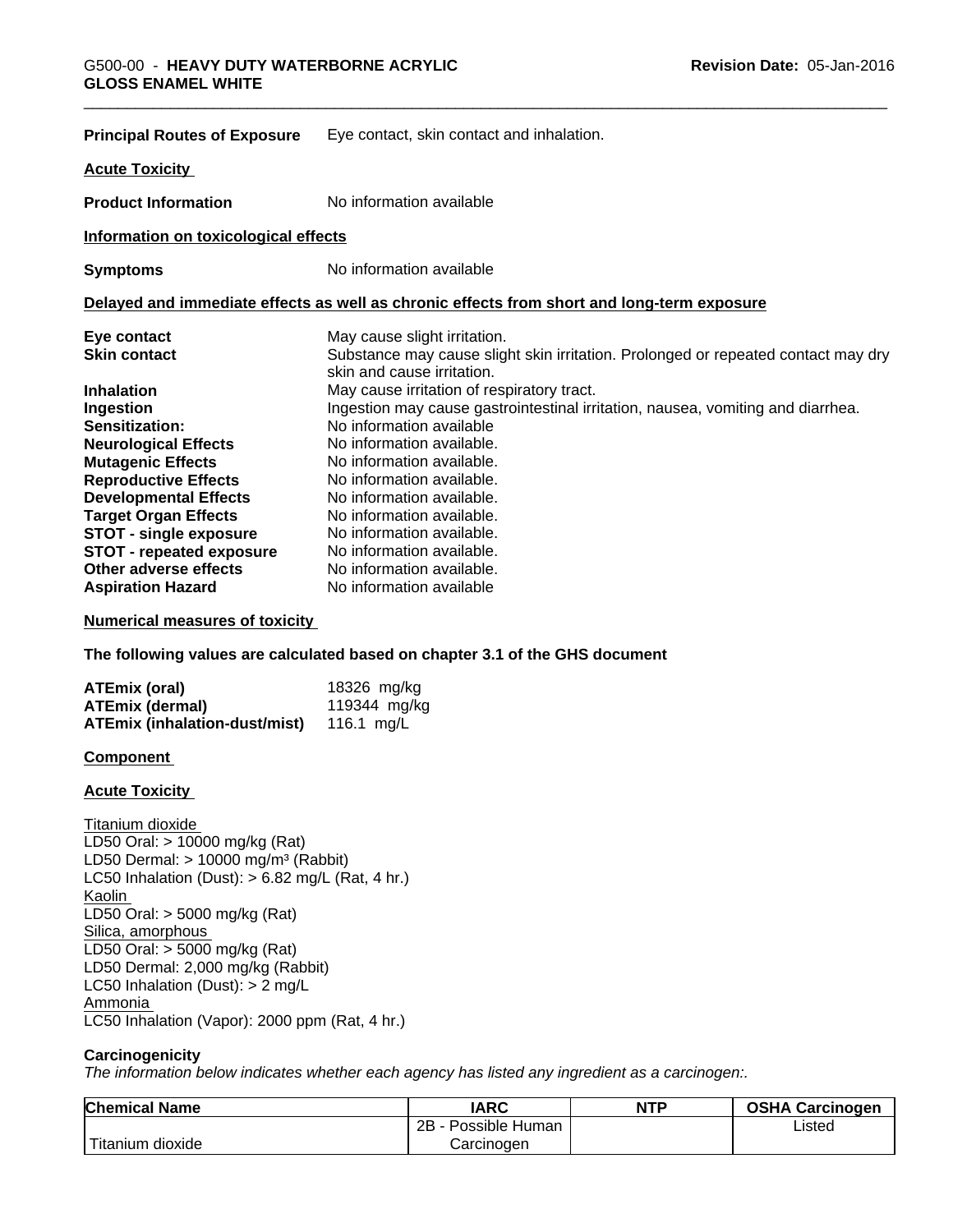**Principal Routes of Exposure** Eye contact, skin contact and inhalation.

**Acute Toxicity**

**Product Information** No information available

**Information on toxicological effects**

**Symptoms** No information available

**Delayed and immediate effects as well as chronic effects from short and long-term exposure**

**Eye contact** May cause slight irritation.
**Skin contact** Substance may cause slight skin irritation. Prolonged or repeated contact may dry skin and cause irritation.
**Inhalation** May cause irritation of respiratory tract.
**Ingestion** Ingestion may cause gastrointestinal irritation, nausea, vomiting and diarrhea.
**Sensitization:** No information available
**Neurological Effects** No information available.
**Mutagenic Effects** No information available.
**Reproductive Effects** No information available.
**Developmental Effects** No information available.
**Target Organ Effects** No information available.
**STOT - single exposure** No information available.
**STOT - repeated exposure** No information available.
**Other adverse effects** No information available.
**Aspiration Hazard** No information available

**Numerical measures of toxicity**

**The following values are calculated based on chapter 3.1 of the GHS document**

**ATEmix (oral)** 18326 mg/kg
**ATEmix (dermal)** 119344 mg/kg
**ATEmix (inhalation-dust/mist)** 116.1 mg/L

**Component**

**Acute Toxicity**

Titanium dioxide
LD50 Oral: > 10000 mg/kg (Rat)
LD50 Dermal: > 10000 mg/m³ (Rabbit)
LC50 Inhalation (Dust): > 6.82 mg/L (Rat, 4 hr.)
Kaolin
LD50 Oral: > 5000 mg/kg (Rat)
Silica, amorphous
LD50 Oral: > 5000 mg/kg (Rat)
LD50 Dermal: 2,000 mg/kg (Rabbit)
LC50 Inhalation (Dust): > 2 mg/L
Ammonia
LC50 Inhalation (Vapor): 2000 ppm (Rat, 4 hr.)

**Carcinogenicity**
*The information below indicates whether each agency has listed any ingredient as a carcinogen:.*

| Chemical Name | IARC | NTP | OSHA Carcinogen |
|---|---|---|---|
| Titanium dioxide | 2B - Possible Human Carcinogen | | Listed |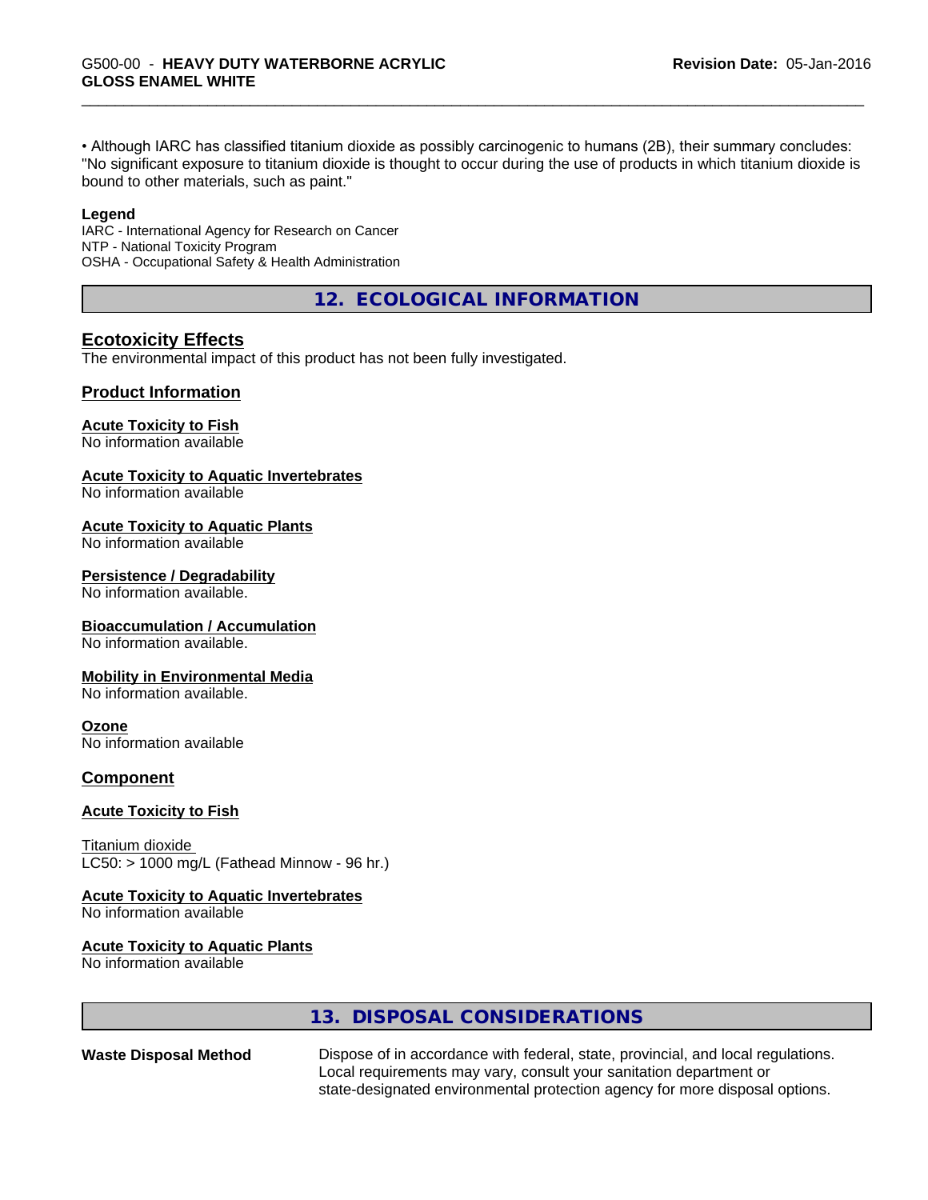• Although IARC has classified titanium dioxide as possibly carcinogenic to humans (2B), their summary concludes: "No significant exposure to titanium dioxide is thought to occur during the use of products in which titanium dioxide is bound to other materials, such as paint."

**Legend**
IARC - International Agency for Research on Cancer
NTP - National Toxicity Program
OSHA - Occupational Safety & Health Administration

## 12. ECOLOGICAL INFORMATION

### Ecotoxicity Effects

The environmental impact of this product has not been fully investigated.

### Product Information

**Acute Toxicity to Fish**
No information available

**Acute Toxicity to Aquatic Invertebrates**
No information available

**Acute Toxicity to Aquatic Plants**
No information available

**Persistence / Degradability**
No information available.

**Bioaccumulation / Accumulation**
No information available.

**Mobility in Environmental Media**
No information available.

**Ozone**
No information available

### Component

**Acute Toxicity to Fish**

Titanium dioxide
LC50: > 1000 mg/L (Fathead Minnow - 96 hr.)

**Acute Toxicity to Aquatic Invertebrates**
No information available

**Acute Toxicity to Aquatic Plants**
No information available

## 13. DISPOSAL CONSIDERATIONS

**Waste Disposal Method** Dispose of in accordance with federal, state, provincial, and local regulations. Local requirements may vary, consult your sanitation department or state-designated environmental protection agency for more disposal options.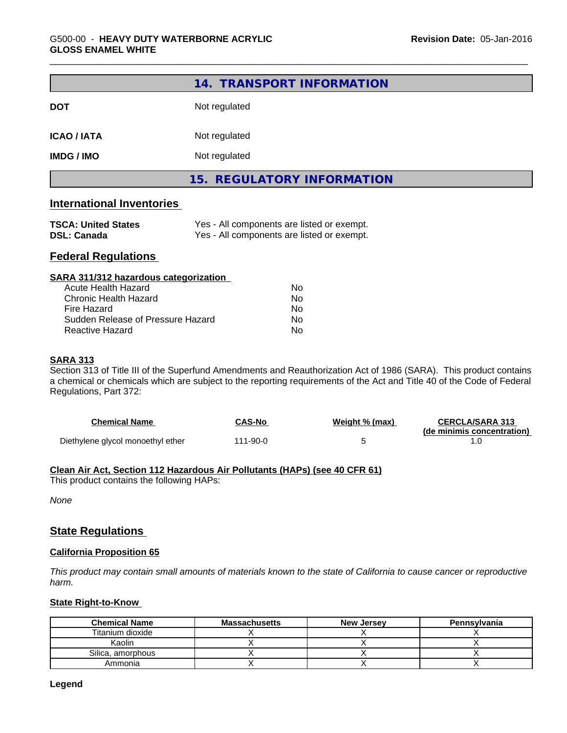## 14. TRANSPORT INFORMATION

**DOT** Not regulated

**ICAO / IATA** Not regulated

**IMDG / IMO** Not regulated

## 15. REGULATORY INFORMATION

### International Inventories

| | |
|---|---|
| **TSCA: United States** | Yes - All components are listed or exempt. |
| **DSL: Canada** | Yes - All components are listed or exempt. |

### Federal Regulations

**SARA 311/312 hazardous categorization**

| | |
|---|---|
| Acute Health Hazard | No |
| Chronic Health Hazard | No |
| Fire Hazard | No |
| Sudden Release of Pressure Hazard | No |
| Reactive Hazard | No |

**SARA 313**

Section 313 of Title III of the Superfund Amendments and Reauthorization Act of 1986 (SARA). This product contains a chemical or chemicals which are subject to the reporting requirements of the Act and Title 40 of the Code of Federal Regulations, Part 372:

| Chemical Name | CAS-No | Weight % (max) | CERCLA/SARA 313 (de minimis concentration) |
|---|---|---|---|
| Diethylene glycol monoethyl ether | 111-90-0 | 5 | 1.0 |

**Clean Air Act, Section 112 Hazardous Air Pollutants (HAPs) (see 40 CFR 61)**

This product contains the following HAPs:

*None*

### State Regulations

**California Proposition 65**

*This product may contain small amounts of materials known to the state of California to cause cancer or reproductive harm.*

**State Right-to-Know**

| Chemical Name | Massachusetts | New Jersey | Pennsylvania |
|---|---|---|---|
| Titanium dioxide | X | X | X |
| Kaolin | X | X | X |
| Silica, amorphous | X | X | X |
| Ammonia | X | X | X |

**Legend**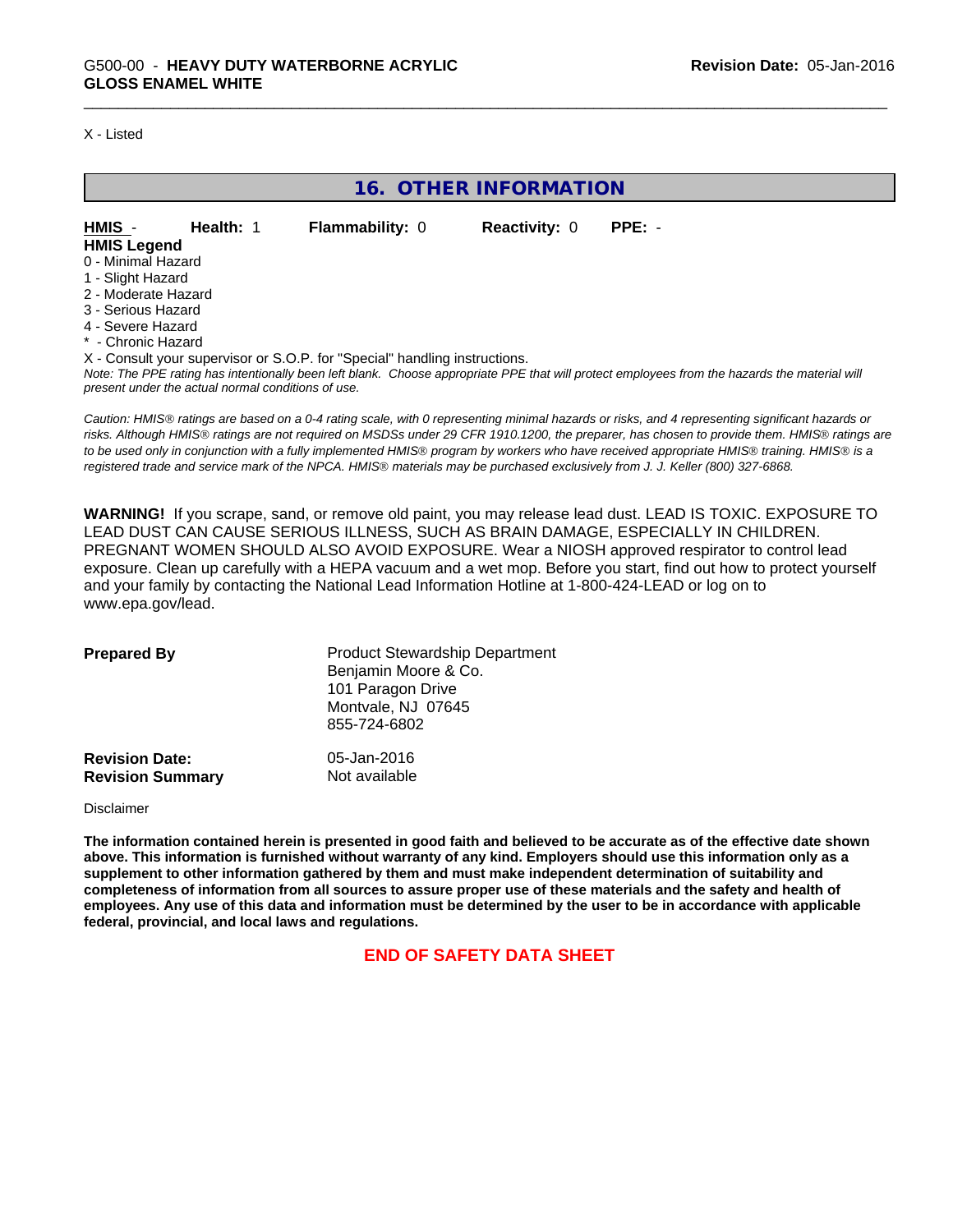X - Listed

## 16. OTHER INFORMATION

**HMIS** - **Health:** 1 **Flammability:** 0 **Reactivity:** 0 **PPE:** -

**HMIS Legend**

0 - Minimal Hazard
1 - Slight Hazard
2 - Moderate Hazard
3 - Serious Hazard
4 - Severe Hazard
* - Chronic Hazard
X - Consult your supervisor or S.O.P. for "Special" handling instructions.

*Note: The PPE rating has intentionally been left blank. Choose appropriate PPE that will protect employees from the hazards the material will present under the actual normal conditions of use.*

*Caution: HMIS® ratings are based on a 0-4 rating scale, with 0 representing minimal hazards or risks, and 4 representing significant hazards or risks. Although HMIS® ratings are not required on MSDSs under 29 CFR 1910.1200, the preparer, has chosen to provide them. HMIS® ratings are to be used only in conjunction with a fully implemented HMIS® program by workers who have received appropriate HMIS® training. HMIS® is a registered trade and service mark of the NPCA. HMIS® materials may be purchased exclusively from J. J. Keller (800) 327-6868.*

**WARNING!** If you scrape, sand, or remove old paint, you may release lead dust. LEAD IS TOXIC. EXPOSURE TO LEAD DUST CAN CAUSE SERIOUS ILLNESS, SUCH AS BRAIN DAMAGE, ESPECIALLY IN CHILDREN. PREGNANT WOMEN SHOULD ALSO AVOID EXPOSURE. Wear a NIOSH approved respirator to control lead exposure. Clean up carefully with a HEPA vacuum and a wet mop. Before you start, find out how to protect yourself and your family by contacting the National Lead Information Hotline at 1-800-424-LEAD or log on to www.epa.gov/lead.

**Prepared By**
Product Stewardship Department
Benjamin Moore & Co.
101 Paragon Drive
Montvale, NJ 07645
855-724-6802

**Revision Date:** 05-Jan-2016
**Revision Summary** Not available

Disclaimer

**The information contained herein is presented in good faith and believed to be accurate as of the effective date shown above. This information is furnished without warranty of any kind. Employers should use this information only as a supplement to other information gathered by them and must make independent determination of suitability and completeness of information from all sources to assure proper use of these materials and the safety and health of employees. Any use of this data and information must be determined by the user to be in accordance with applicable federal, provincial, and local laws and regulations.**

**END OF SAFETY DATA SHEET**